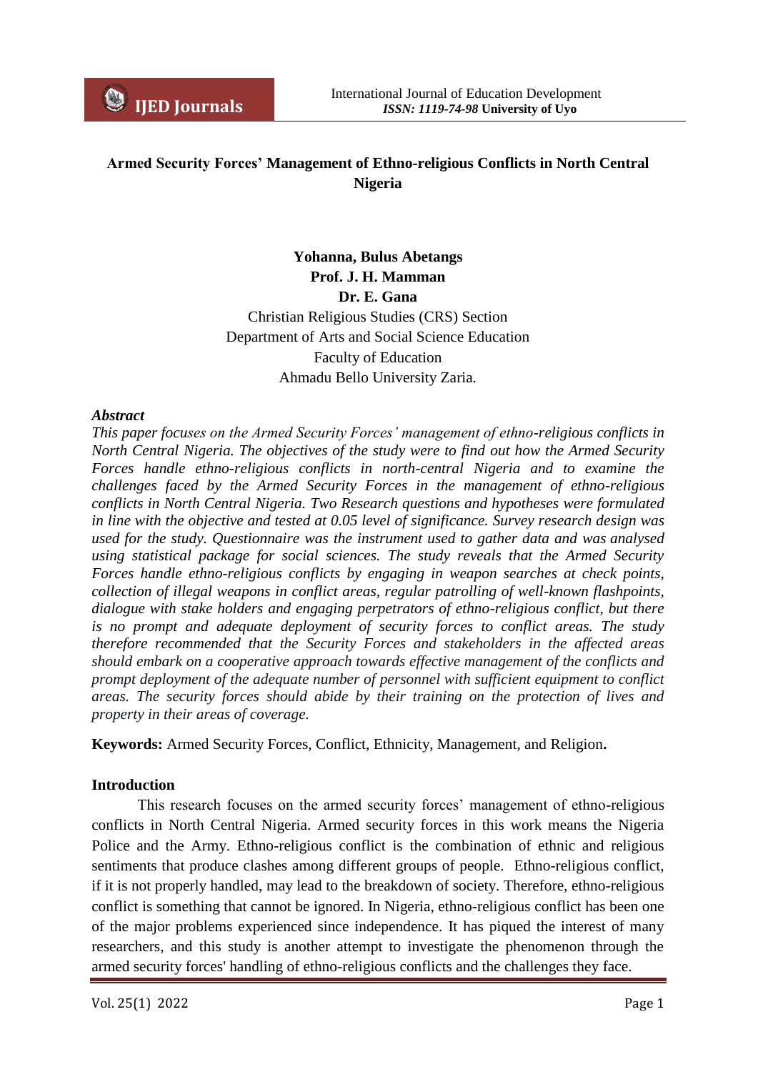# Armed Security Forces' Management of Ethno-religious Conflicts in North Central Nigeria

**Yohanna, Bulus Abetangs**
**Prof. J. H. Mamman**
**Dr. E. Gana**
Christian Religious Studies (CRS) Section
Department of Arts and Social Science Education
Faculty of Education
Ahmadu Bello University Zaria.

***Abstract***

*This paper focuses on the Armed Security Forces' management of ethno-religious conflicts in North Central Nigeria. The objectives of the study were to find out how the Armed Security Forces handle ethno-religious conflicts in north-central Nigeria and to examine the challenges faced by the Armed Security Forces in the management of ethno-religious conflicts in North Central Nigeria. Two Research questions and hypotheses were formulated in line with the objective and tested at 0.05 level of significance. Survey research design was used for the study. Questionnaire was the instrument used to gather data and was analysed using statistical package for social sciences. The study reveals that the Armed Security Forces handle ethno-religious conflicts by engaging in weapon searches at check points, collection of illegal weapons in conflict areas, regular patrolling of well-known flashpoints, dialogue with stake holders and engaging perpetrators of ethno-religious conflict, but there is no prompt and adequate deployment of security forces to conflict areas. The study therefore recommended that the Security Forces and stakeholders in the affected areas should embark on a cooperative approach towards effective management of the conflicts and prompt deployment of the adequate number of personnel with sufficient equipment to conflict areas. The security forces should abide by their training on the protection of lives and property in their areas of coverage.*

**Keywords:** Armed Security Forces, Conflict, Ethnicity, Management, and Religion**.**

## Introduction

This research focuses on the armed security forces' management of ethno-religious conflicts in North Central Nigeria. Armed security forces in this work means the Nigeria Police and the Army. Ethno-religious conflict is the combination of ethnic and religious sentiments that produce clashes among different groups of people. Ethno-religious conflict, if it is not properly handled, may lead to the breakdown of society. Therefore, ethno-religious conflict is something that cannot be ignored. In Nigeria, ethno-religious conflict has been one of the major problems experienced since independence. It has piqued the interest of many researchers, and this study is another attempt to investigate the phenomenon through the armed security forces' handling of ethno-religious conflicts and the challenges they face.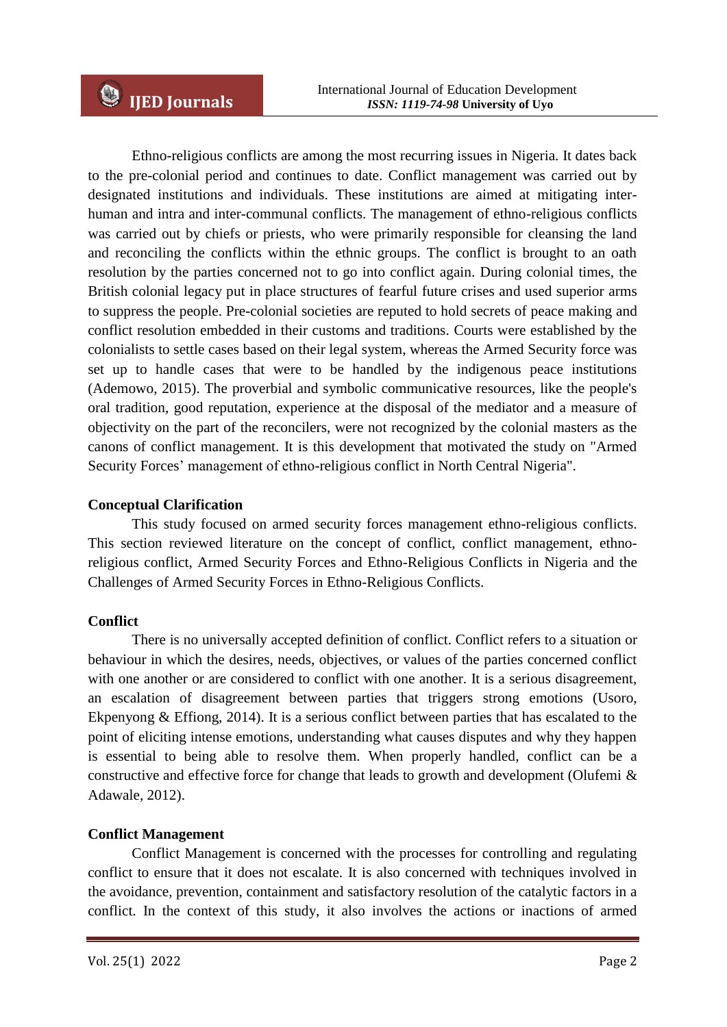Ethno-religious conflicts are among the most recurring issues in Nigeria. It dates back to the pre-colonial period and continues to date. Conflict management was carried out by designated institutions and individuals. These institutions are aimed at mitigating inter-human and intra and inter-communal conflicts. The management of ethno-religious conflicts was carried out by chiefs or priests, who were primarily responsible for cleansing the land and reconciling the conflicts within the ethnic groups. The conflict is brought to an oath resolution by the parties concerned not to go into conflict again. During colonial times, the British colonial legacy put in place structures of fearful future crises and used superior arms to suppress the people. Pre-colonial societies are reputed to hold secrets of peace making and conflict resolution embedded in their customs and traditions. Courts were established by the colonialists to settle cases based on their legal system, whereas the Armed Security force was set up to handle cases that were to be handled by the indigenous peace institutions (Ademowo, 2015). The proverbial and symbolic communicative resources, like the people's oral tradition, good reputation, experience at the disposal of the mediator and a measure of objectivity on the part of the reconcilers, were not recognized by the colonial masters as the canons of conflict management. It is this development that motivated the study on "Armed Security Forces' management of ethno-religious conflict in North Central Nigeria".

## Conceptual Clarification

This study focused on armed security forces management ethno-religious conflicts. This section reviewed literature on the concept of conflict, conflict management, ethno-religious conflict, Armed Security Forces and Ethno-Religious Conflicts in Nigeria and the Challenges of Armed Security Forces in Ethno-Religious Conflicts.

### Conflict

There is no universally accepted definition of conflict. Conflict refers to a situation or behaviour in which the desires, needs, objectives, or values of the parties concerned conflict with one another or are considered to conflict with one another. It is a serious disagreement, an escalation of disagreement between parties that triggers strong emotions (Usoro, Ekpenyong & Effiong, 2014). It is a serious conflict between parties that has escalated to the point of eliciting intense emotions, understanding what causes disputes and why they happen is essential to being able to resolve them. When properly handled, conflict can be a constructive and effective force for change that leads to growth and development (Olufemi & Adawale, 2012).

### Conflict Management

Conflict Management is concerned with the processes for controlling and regulating conflict to ensure that it does not escalate. It is also concerned with techniques involved in the avoidance, prevention, containment and satisfactory resolution of the catalytic factors in a conflict. In the context of this study, it also involves the actions or inactions of armed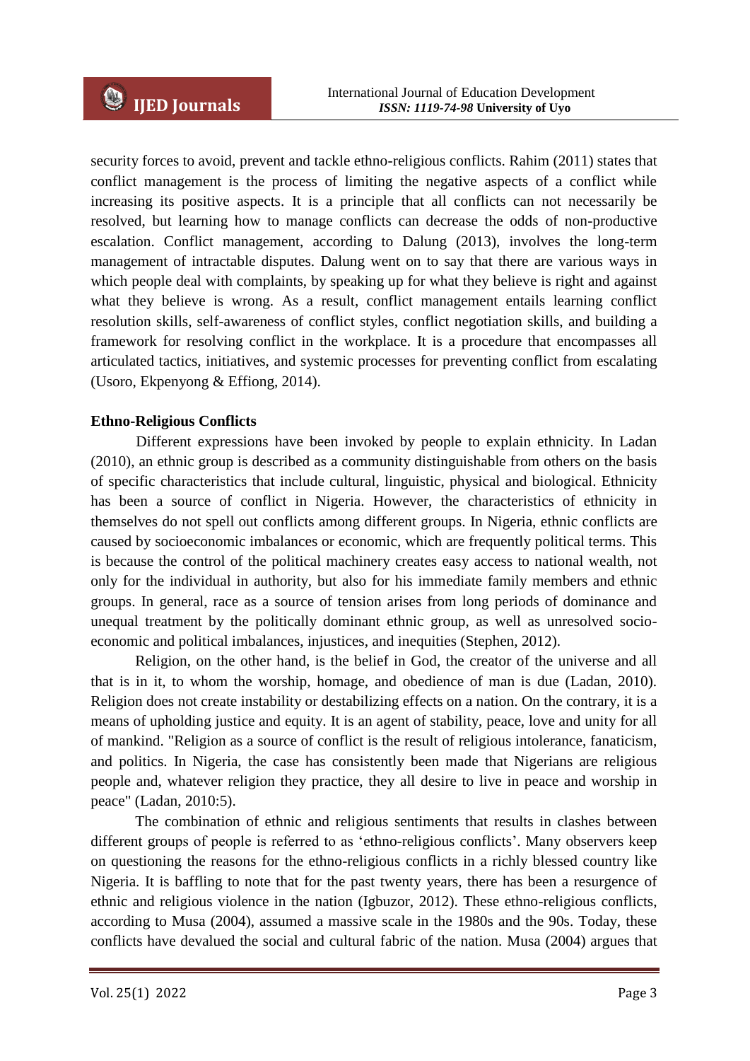security forces to avoid, prevent and tackle ethno-religious conflicts. Rahim (2011) states that conflict management is the process of limiting the negative aspects of a conflict while increasing its positive aspects. It is a principle that all conflicts can not necessarily be resolved, but learning how to manage conflicts can decrease the odds of non-productive escalation. Conflict management, according to Dalung (2013), involves the long-term management of intractable disputes. Dalung went on to say that there are various ways in which people deal with complaints, by speaking up for what they believe is right and against what they believe is wrong. As a result, conflict management entails learning conflict resolution skills, self-awareness of conflict styles, conflict negotiation skills, and building a framework for resolving conflict in the workplace. It is a procedure that encompasses all articulated tactics, initiatives, and systemic processes for preventing conflict from escalating (Usoro, Ekpenyong & Effiong, 2014).

**Ethno-Religious Conflicts**

Different expressions have been invoked by people to explain ethnicity. In Ladan (2010), an ethnic group is described as a community distinguishable from others on the basis of specific characteristics that include cultural, linguistic, physical and biological. Ethnicity has been a source of conflict in Nigeria. However, the characteristics of ethnicity in themselves do not spell out conflicts among different groups. In Nigeria, ethnic conflicts are caused by socioeconomic imbalances or economic, which are frequently political terms. This is because the control of the political machinery creates easy access to national wealth, not only for the individual in authority, but also for his immediate family members and ethnic groups. In general, race as a source of tension arises from long periods of dominance and unequal treatment by the politically dominant ethnic group, as well as unresolved socio-economic and political imbalances, injustices, and inequities (Stephen, 2012).

Religion, on the other hand, is the belief in God, the creator of the universe and all that is in it, to whom the worship, homage, and obedience of man is due (Ladan, 2010). Religion does not create instability or destabilizing effects on a nation. On the contrary, it is a means of upholding justice and equity. It is an agent of stability, peace, love and unity for all of mankind. "Religion as a source of conflict is the result of religious intolerance, fanaticism, and politics. In Nigeria, the case has consistently been made that Nigerians are religious people and, whatever religion they practice, they all desire to live in peace and worship in peace" (Ladan, 2010:5).

The combination of ethnic and religious sentiments that results in clashes between different groups of people is referred to as 'ethno-religious conflicts'. Many observers keep on questioning the reasons for the ethno-religious conflicts in a richly blessed country like Nigeria. It is baffling to note that for the past twenty years, there has been a resurgence of ethnic and religious violence in the nation (Igbuzor, 2012). These ethno-religious conflicts, according to Musa (2004), assumed a massive scale in the 1980s and the 90s. Today, these conflicts have devalued the social and cultural fabric of the nation. Musa (2004) argues that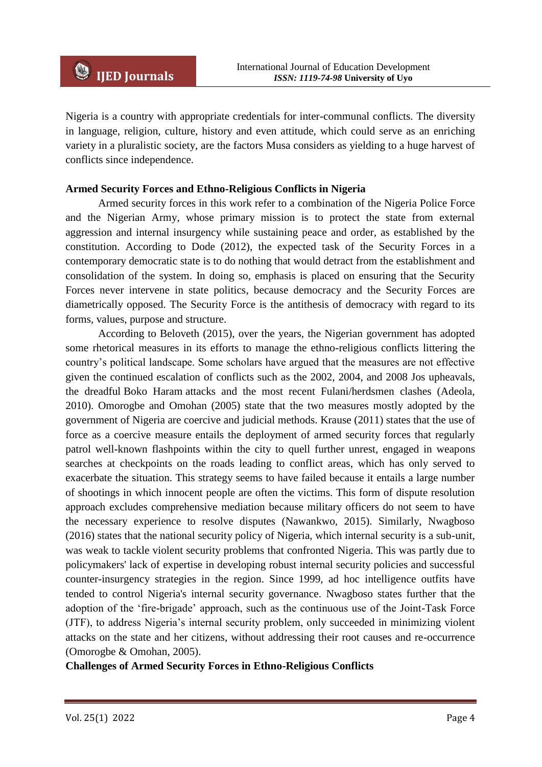Nigeria is a country with appropriate credentials for inter-communal conflicts. The diversity in language, religion, culture, history and even attitude, which could serve as an enriching variety in a pluralistic society, are the factors Musa considers as yielding to a huge harvest of conflicts since independence.

**Armed Security Forces and Ethno-Religious Conflicts in Nigeria**

Armed security forces in this work refer to a combination of the Nigeria Police Force and the Nigerian Army, whose primary mission is to protect the state from external aggression and internal insurgency while sustaining peace and order, as established by the constitution. According to Dode (2012), the expected task of the Security Forces in a contemporary democratic state is to do nothing that would detract from the establishment and consolidation of the system. In doing so, emphasis is placed on ensuring that the Security Forces never intervene in state politics, because democracy and the Security Forces are diametrically opposed. The Security Force is the antithesis of democracy with regard to its forms, values, purpose and structure.

According to Beloveth (2015), over the years, the Nigerian government has adopted some rhetorical measures in its efforts to manage the ethno-religious conflicts littering the country's political landscape. Some scholars have argued that the measures are not effective given the continued escalation of conflicts such as the 2002, 2004, and 2008 Jos upheavals, the dreadful Boko Haram attacks and the most recent Fulani/herdsmen clashes (Adeola, 2010). Omorogbe and Omohan (2005) state that the two measures mostly adopted by the government of Nigeria are coercive and judicial methods. Krause (2011) states that the use of force as a coercive measure entails the deployment of armed security forces that regularly patrol well-known flashpoints within the city to quell further unrest, engaged in weapons searches at checkpoints on the roads leading to conflict areas, which has only served to exacerbate the situation. This strategy seems to have failed because it entails a large number of shootings in which innocent people are often the victims. This form of dispute resolution approach excludes comprehensive mediation because military officers do not seem to have the necessary experience to resolve disputes (Nawankwo, 2015). Similarly, Nwagboso (2016) states that the national security policy of Nigeria, which internal security is a sub-unit, was weak to tackle violent security problems that confronted Nigeria. This was partly due to policymakers' lack of expertise in developing robust internal security policies and successful counter-insurgency strategies in the region. Since 1999, ad hoc intelligence outfits have tended to control Nigeria's internal security governance. Nwagboso states further that the adoption of the 'fire-brigade' approach, such as the continuous use of the Joint-Task Force (JTF), to address Nigeria's internal security problem, only succeeded in minimizing violent attacks on the state and her citizens, without addressing their root causes and re-occurrence (Omorogbe & Omohan, 2005).

**Challenges of Armed Security Forces in Ethno-Religious Conflicts**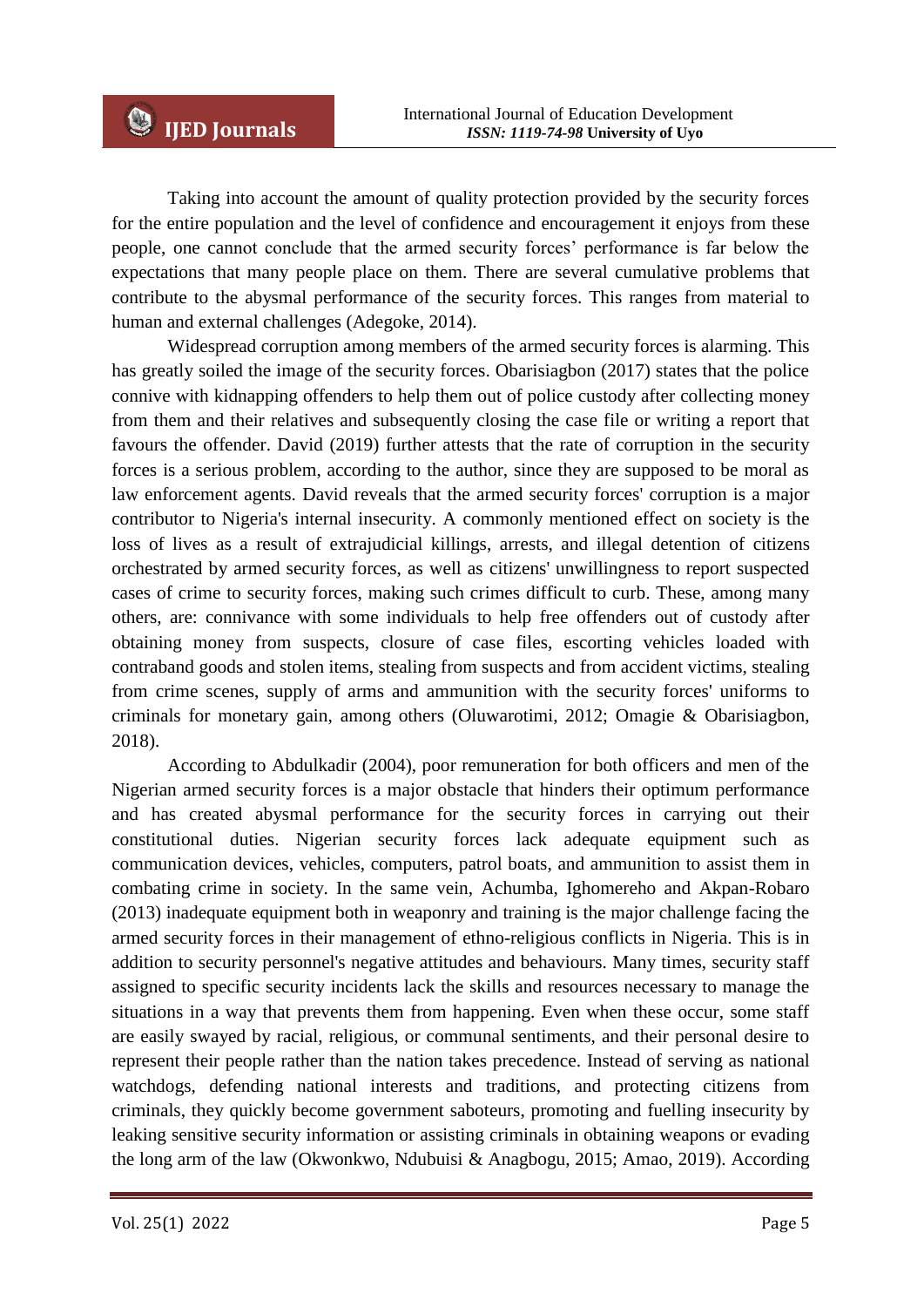Taking into account the amount of quality protection provided by the security forces for the entire population and the level of confidence and encouragement it enjoys from these people, one cannot conclude that the armed security forces' performance is far below the expectations that many people place on them. There are several cumulative problems that contribute to the abysmal performance of the security forces. This ranges from material to human and external challenges (Adegoke, 2014).

Widespread corruption among members of the armed security forces is alarming. This has greatly soiled the image of the security forces. Obarisiagbon (2017) states that the police connive with kidnapping offenders to help them out of police custody after collecting money from them and their relatives and subsequently closing the case file or writing a report that favours the offender. David (2019) further attests that the rate of corruption in the security forces is a serious problem, according to the author, since they are supposed to be moral as law enforcement agents. David reveals that the armed security forces' corruption is a major contributor to Nigeria's internal insecurity. A commonly mentioned effect on society is the loss of lives as a result of extrajudicial killings, arrests, and illegal detention of citizens orchestrated by armed security forces, as well as citizens' unwillingness to report suspected cases of crime to security forces, making such crimes difficult to curb. These, among many others, are: connivance with some individuals to help free offenders out of custody after obtaining money from suspects, closure of case files, escorting vehicles loaded with contraband goods and stolen items, stealing from suspects and from accident victims, stealing from crime scenes, supply of arms and ammunition with the security forces' uniforms to criminals for monetary gain, among others (Oluwarotimi, 2012; Omagie & Obarisiagbon, 2018).

According to Abdulkadir (2004), poor remuneration for both officers and men of the Nigerian armed security forces is a major obstacle that hinders their optimum performance and has created abysmal performance for the security forces in carrying out their constitutional duties. Nigerian security forces lack adequate equipment such as communication devices, vehicles, computers, patrol boats, and ammunition to assist them in combating crime in society. In the same vein, Achumba, Ighomereho and Akpan-Robaro (2013) inadequate equipment both in weaponry and training is the major challenge facing the armed security forces in their management of ethno-religious conflicts in Nigeria. This is in addition to security personnel's negative attitudes and behaviours. Many times, security staff assigned to specific security incidents lack the skills and resources necessary to manage the situations in a way that prevents them from happening. Even when these occur, some staff are easily swayed by racial, religious, or communal sentiments, and their personal desire to represent their people rather than the nation takes precedence. Instead of serving as national watchdogs, defending national interests and traditions, and protecting citizens from criminals, they quickly become government saboteurs, promoting and fuelling insecurity by leaking sensitive security information or assisting criminals in obtaining weapons or evading the long arm of the law (Okwonkwo, Ndubuisi & Anagbogu, 2015; Amao, 2019). According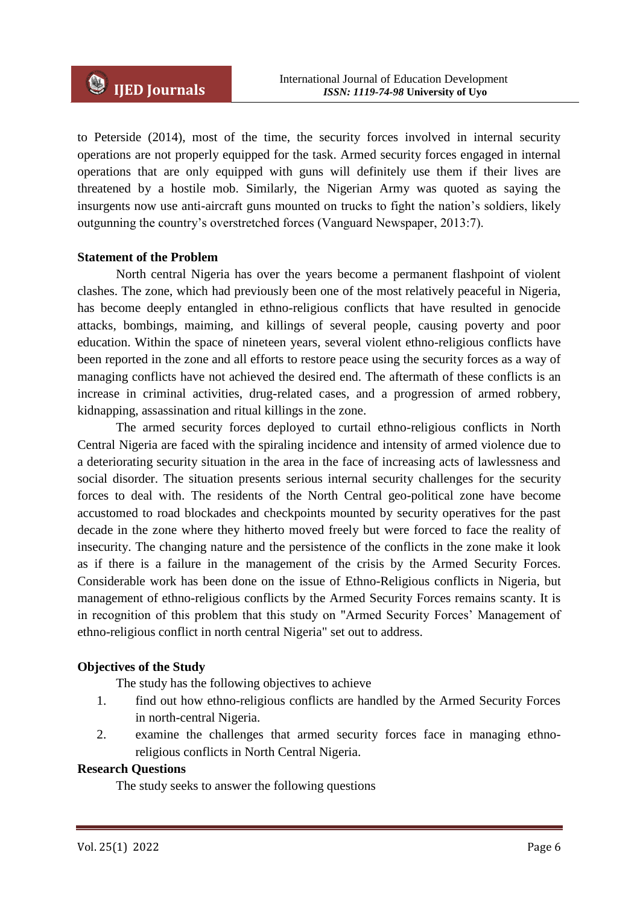to Peterside (2014), most of the time, the security forces involved in internal security operations are not properly equipped for the task. Armed security forces engaged in internal operations that are only equipped with guns will definitely use them if their lives are threatened by a hostile mob. Similarly, the Nigerian Army was quoted as saying the insurgents now use anti-aircraft guns mounted on trucks to fight the nation's soldiers, likely outgunning the country's overstretched forces (Vanguard Newspaper, 2013:7).

**Statement of the Problem**

North central Nigeria has over the years become a permanent flashpoint of violent clashes. The zone, which had previously been one of the most relatively peaceful in Nigeria, has become deeply entangled in ethno-religious conflicts that have resulted in genocide attacks, bombings, maiming, and killings of several people, causing poverty and poor education. Within the space of nineteen years, several violent ethno-religious conflicts have been reported in the zone and all efforts to restore peace using the security forces as a way of managing conflicts have not achieved the desired end. The aftermath of these conflicts is an increase in criminal activities, drug-related cases, and a progression of armed robbery, kidnapping, assassination and ritual killings in the zone.

The armed security forces deployed to curtail ethno-religious conflicts in North Central Nigeria are faced with the spiraling incidence and intensity of armed violence due to a deteriorating security situation in the area in the face of increasing acts of lawlessness and social disorder. The situation presents serious internal security challenges for the security forces to deal with. The residents of the North Central geo-political zone have become accustomed to road blockades and checkpoints mounted by security operatives for the past decade in the zone where they hitherto moved freely but were forced to face the reality of insecurity. The changing nature and the persistence of the conflicts in the zone make it look as if there is a failure in the management of the crisis by the Armed Security Forces. Considerable work has been done on the issue of Ethno-Religious conflicts in Nigeria, but management of ethno-religious conflicts by the Armed Security Forces remains scanty. It is in recognition of this problem that this study on "Armed Security Forces' Management of ethno-religious conflict in north central Nigeria" set out to address.

**Objectives of the Study**

The study has the following objectives to achieve

1. find out how ethno-religious conflicts are handled by the Armed Security Forces in north-central Nigeria.
2. examine the challenges that armed security forces face in managing ethno-religious conflicts in North Central Nigeria.

**Research Questions**

The study seeks to answer the following questions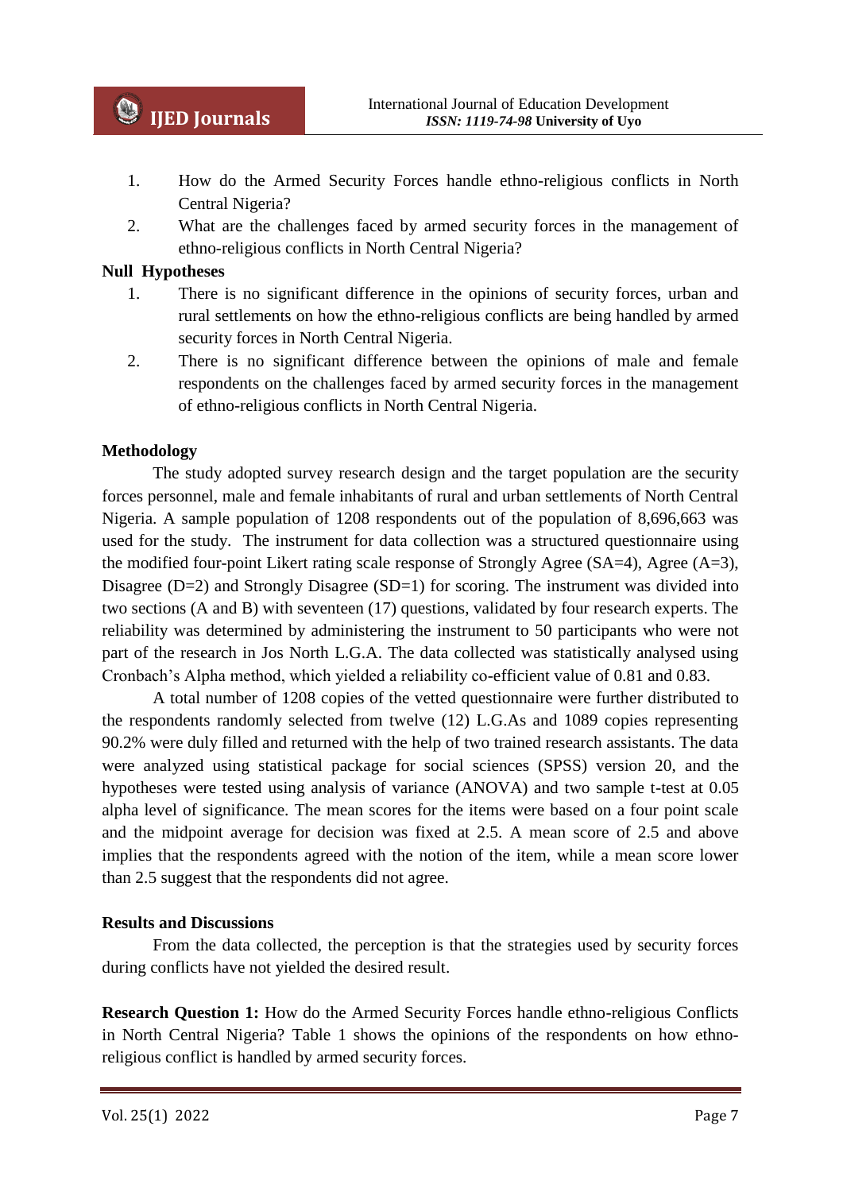1. How do the Armed Security Forces handle ethno-religious conflicts in North Central Nigeria?
2. What are the challenges faced by armed security forces in the management of ethno-religious conflicts in North Central Nigeria?

**Null Hypotheses**

1. There is no significant difference in the opinions of security forces, urban and rural settlements on how the ethno-religious conflicts are being handled by armed security forces in North Central Nigeria.
2. There is no significant difference between the opinions of male and female respondents on the challenges faced by armed security forces in the management of ethno-religious conflicts in North Central Nigeria.

**Methodology**

The study adopted survey research design and the target population are the security forces personnel, male and female inhabitants of rural and urban settlements of North Central Nigeria. A sample population of 1208 respondents out of the population of 8,696,663 was used for the study. The instrument for data collection was a structured questionnaire using the modified four-point Likert rating scale response of Strongly Agree (SA=4), Agree (A=3), Disagree (D=2) and Strongly Disagree (SD=1) for scoring. The instrument was divided into two sections (A and B) with seventeen (17) questions, validated by four research experts. The reliability was determined by administering the instrument to 50 participants who were not part of the research in Jos North L.G.A. The data collected was statistically analysed using Cronbach's Alpha method, which yielded a reliability co-efficient value of 0.81 and 0.83.

A total number of 1208 copies of the vetted questionnaire were further distributed to the respondents randomly selected from twelve (12) L.G.As and 1089 copies representing 90.2% were duly filled and returned with the help of two trained research assistants. The data were analyzed using statistical package for social sciences (SPSS) version 20, and the hypotheses were tested using analysis of variance (ANOVA) and two sample t-test at 0.05 alpha level of significance. The mean scores for the items were based on a four point scale and the midpoint average for decision was fixed at 2.5. A mean score of 2.5 and above implies that the respondents agreed with the notion of the item, while a mean score lower than 2.5 suggest that the respondents did not agree.

**Results and Discussions**

From the data collected, the perception is that the strategies used by security forces during conflicts have not yielded the desired result.

**Research Question 1:** How do the Armed Security Forces handle ethno-religious Conflicts in North Central Nigeria? Table 1 shows the opinions of the respondents on how ethno-religious conflict is handled by armed security forces.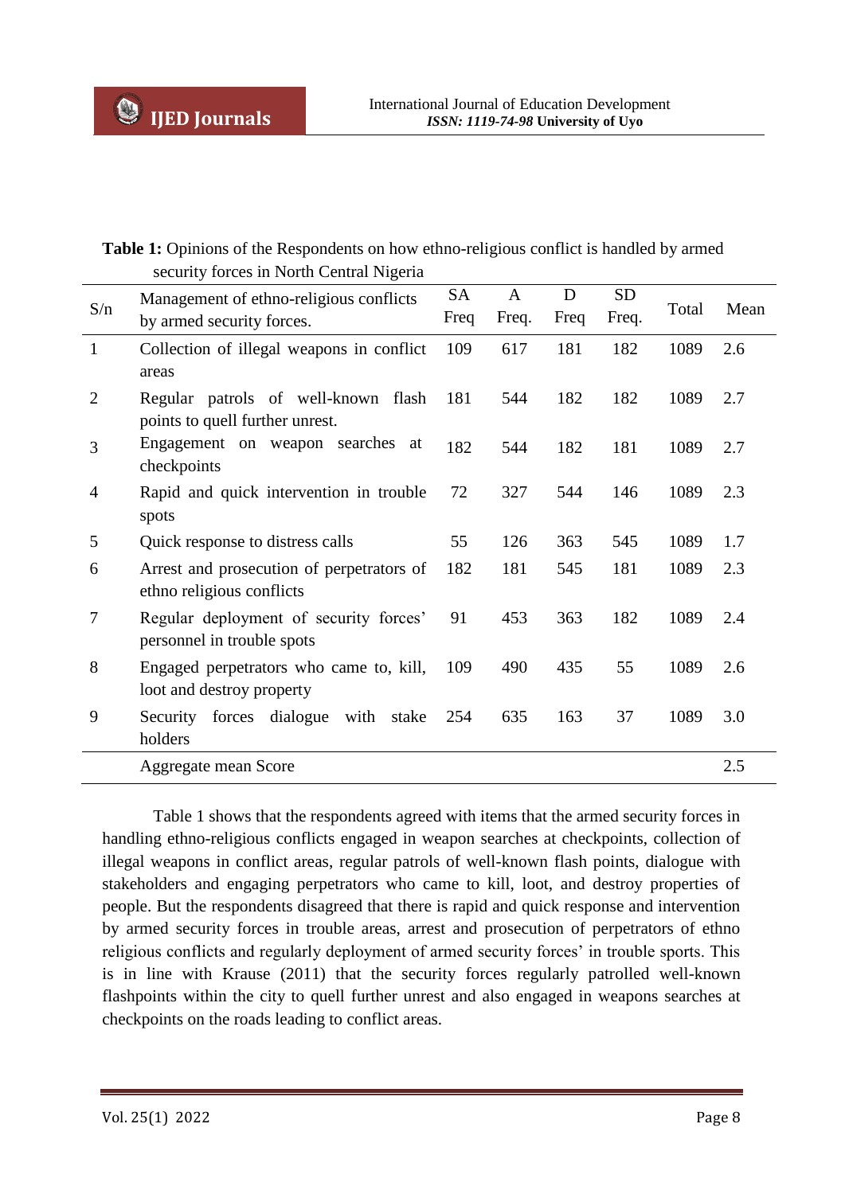**Table 1:** Opinions of the Respondents on how ethno-religious conflict is handled by armed security forces in North Central Nigeria

| S/n | Management of ethno-religious conflicts by armed security forces. | SA Freq | A Freq. | D Freq | SD Freq. | Total | Mean |
|---|---|---|---|---|---|---|---|
| 1 | Collection of illegal weapons in conflict areas | 109 | 617 | 181 | 182 | 1089 | 2.6 |
| 2 | Regular patrols of well-known flash points to quell further unrest. | 181 | 544 | 182 | 182 | 1089 | 2.7 |
| 3 | Engagement on weapon searches at checkpoints | 182 | 544 | 182 | 181 | 1089 | 2.7 |
| 4 | Rapid and quick intervention in trouble spots | 72 | 327 | 544 | 146 | 1089 | 2.3 |
| 5 | Quick response to distress calls | 55 | 126 | 363 | 545 | 1089 | 1.7 |
| 6 | Arrest and prosecution of perpetrators of ethno religious conflicts | 182 | 181 | 545 | 181 | 1089 | 2.3 |
| 7 | Regular deployment of security forces' personnel in trouble spots | 91 | 453 | 363 | 182 | 1089 | 2.4 |
| 8 | Engaged perpetrators who came to, kill, loot and destroy property | 109 | 490 | 435 | 55 | 1089 | 2.6 |
| 9 | Security forces dialogue with stake holders | 254 | 635 | 163 | 37 | 1089 | 3.0 |
| | Aggregate mean Score | | | | | | 2.5 |

Table 1 shows that the respondents agreed with items that the armed security forces in handling ethno-religious conflicts engaged in weapon searches at checkpoints, collection of illegal weapons in conflict areas, regular patrols of well-known flash points, dialogue with stakeholders and engaging perpetrators who came to kill, loot, and destroy properties of people. But the respondents disagreed that there is rapid and quick response and intervention by armed security forces in trouble areas, arrest and prosecution of perpetrators of ethno religious conflicts and regularly deployment of armed security forces' in trouble sports. This is in line with Krause (2011) that the security forces regularly patrolled well-known flashpoints within the city to quell further unrest and also engaged in weapons searches at checkpoints on the roads leading to conflict areas.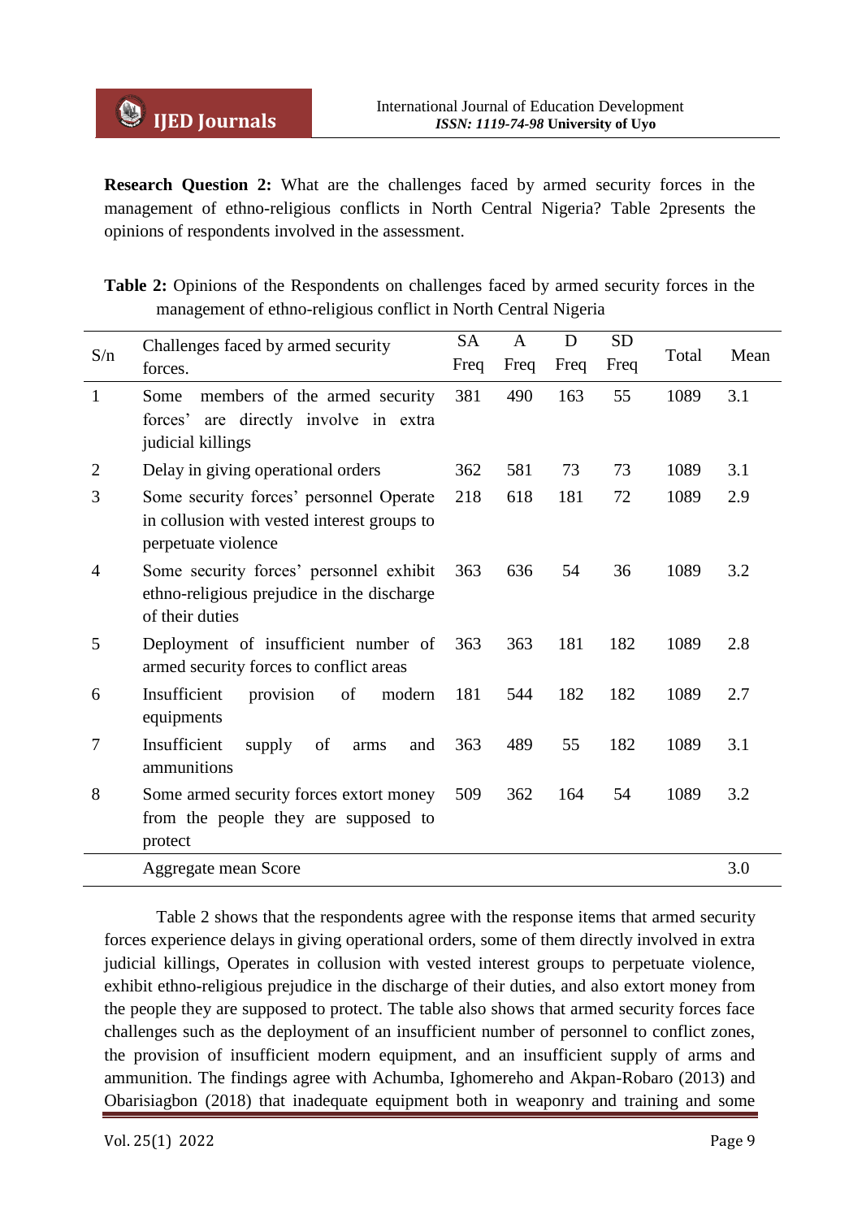**Research Question 2:** What are the challenges faced by armed security forces in the management of ethno-religious conflicts in North Central Nigeria? Table 2presents the opinions of respondents involved in the assessment.

**Table 2:** Opinions of the Respondents on challenges faced by armed security forces in the management of ethno-religious conflict in North Central Nigeria

| S/n | Challenges faced by armed security forces. | SA Freq | A Freq | D Freq | SD Freq | Total | Mean |
|---|---|---|---|---|---|---|---|
| 1 | Some members of the armed security forces' are directly involve in extra judicial killings | 381 | 490 | 163 | 55 | 1089 | 3.1 |
| 2 | Delay in giving operational orders | 362 | 581 | 73 | 73 | 1089 | 3.1 |
| 3 | Some security forces' personnel Operate in collusion with vested interest groups to perpetuate violence | 218 | 618 | 181 | 72 | 1089 | 2.9 |
| 4 | Some security forces' personnel exhibit ethno-religious prejudice in the discharge of their duties | 363 | 636 | 54 | 36 | 1089 | 3.2 |
| 5 | Deployment of insufficient number of armed security forces to conflict areas | 363 | 363 | 181 | 182 | 1089 | 2.8 |
| 6 | Insufficient provision of modern equipments | 181 | 544 | 182 | 182 | 1089 | 2.7 |
| 7 | Insufficient supply of arms and ammunitions | 363 | 489 | 55 | 182 | 1089 | 3.1 |
| 8 | Some armed security forces extort money from the people they are supposed to protect | 509 | 362 | 164 | 54 | 1089 | 3.2 |
| | Aggregate mean Score | | | | | | 3.0 |

Table 2 shows that the respondents agree with the response items that armed security forces experience delays in giving operational orders, some of them directly involved in extra judicial killings, Operates in collusion with vested interest groups to perpetuate violence, exhibit ethno-religious prejudice in the discharge of their duties, and also extort money from the people they are supposed to protect. The table also shows that armed security forces face challenges such as the deployment of an insufficient number of personnel to conflict zones, the provision of insufficient modern equipment, and an insufficient supply of arms and ammunition. The findings agree with Achumba, Ighomereho and Akpan-Robaro (2013) and Obarisiagbon (2018) that inadequate equipment both in weaponry and training and some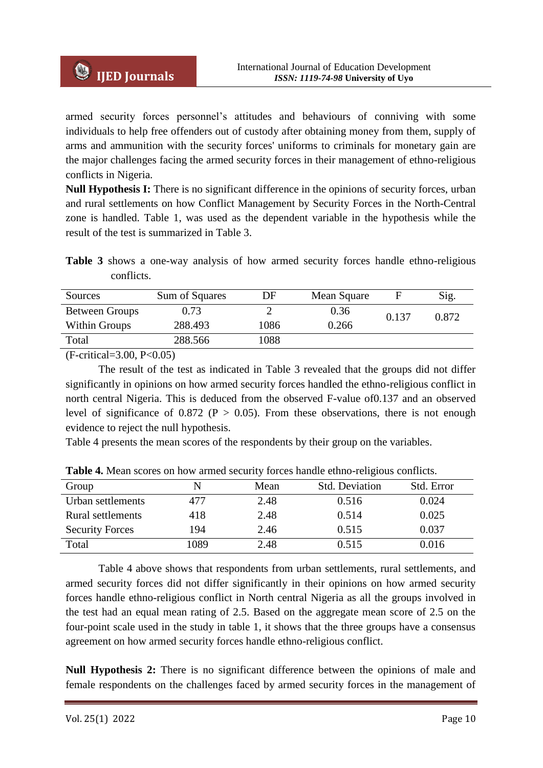armed security forces personnel's attitudes and behaviours of conniving with some individuals to help free offenders out of custody after obtaining money from them, supply of arms and ammunition with the security forces' uniforms to criminals for monetary gain are the major challenges facing the armed security forces in their management of ethno-religious conflicts in Nigeria.

**Null Hypothesis I:** There is no significant difference in the opinions of security forces, urban and rural settlements on how Conflict Management by Security Forces in the North-Central zone is handled. Table 1, was used as the dependent variable in the hypothesis while the result of the test is summarized in Table 3.

**Table 3** shows a one-way analysis of how armed security forces handle ethno-religious conflicts.

| Sources | Sum of Squares | DF | Mean Square | F | Sig. |
|---|---|---|---|---|---|
| Between Groups | 0.73 | 2 | 0.36 | 0.137 | 0.872 |
| Within Groups | 288.493 | 1086 | 0.266 | | |
| Total | 288.566 | 1088 | | | |

(F-critical=3.00, P<0.05)

The result of the test as indicated in Table 3 revealed that the groups did not differ significantly in opinions on how armed security forces handled the ethno-religious conflict in north central Nigeria. This is deduced from the observed F-value of0.137 and an observed level of significance of 0.872 ($P > 0.05$). From these observations, there is not enough evidence to reject the null hypothesis.

Table 4 presents the mean scores of the respondents by their group on the variables.

**Table 4.** Mean scores on how armed security forces handle ethno-religious conflicts.

| Group | N | Mean | Std. Deviation | Std. Error |
|---|---|---|---|---|
| Urban settlements | 477 | 2.48 | 0.516 | 0.024 |
| Rural settlements | 418 | 2.48 | 0.514 | 0.025 |
| Security Forces | 194 | 2.46 | 0.515 | 0.037 |
| Total | 1089 | 2.48 | 0.515 | 0.016 |

Table 4 above shows that respondents from urban settlements, rural settlements, and armed security forces did not differ significantly in their opinions on how armed security forces handle ethno-religious conflict in North central Nigeria as all the groups involved in the test had an equal mean rating of 2.5. Based on the aggregate mean score of 2.5 on the four-point scale used in the study in table 1, it shows that the three groups have a consensus agreement on how armed security forces handle ethno-religious conflict.

**Null Hypothesis 2:** There is no significant difference between the opinions of male and female respondents on the challenges faced by armed security forces in the management of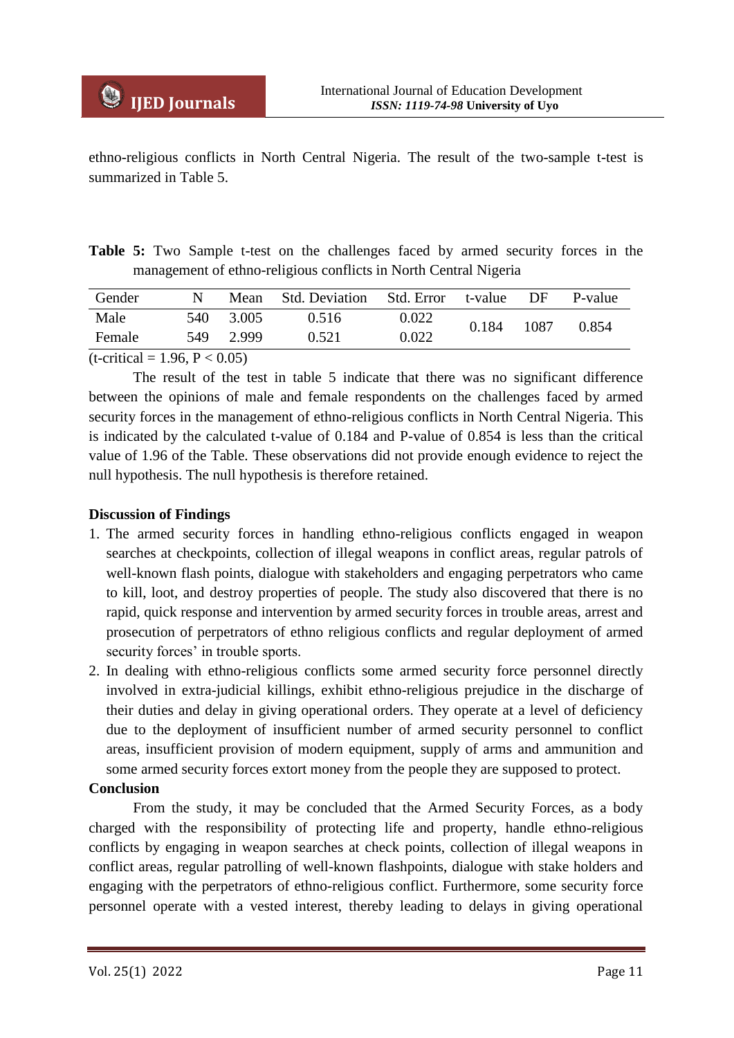ethno-religious conflicts in North Central Nigeria. The result of the two-sample t-test is summarized in Table 5.

**Table 5:** Two Sample t-test on the challenges faced by armed security forces in the management of ethno-religious conflicts in North Central Nigeria

| Gender | N | Mean | Std. Deviation | Std. Error | t-value | DF | P-value |
|---|---|---|---|---|---|---|---|
| Male | 540 | 3.005 | 0.516 | 0.022 | 0.184 | 1087 | 0.854 |
| Female | 549 | 2.999 | 0.521 | 0.022 | | | |

(t-critical = 1.96, $P < 0.05$)

The result of the test in table 5 indicate that there was no significant difference between the opinions of male and female respondents on the challenges faced by armed security forces in the management of ethno-religious conflicts in North Central Nigeria. This is indicated by the calculated t-value of 0.184 and P-value of 0.854 is less than the critical value of 1.96 of the Table. These observations did not provide enough evidence to reject the null hypothesis. The null hypothesis is therefore retained.

**Discussion of Findings**

1. The armed security forces in handling ethno-religious conflicts engaged in weapon searches at checkpoints, collection of illegal weapons in conflict areas, regular patrols of well-known flash points, dialogue with stakeholders and engaging perpetrators who came to kill, loot, and destroy properties of people. The study also discovered that there is no rapid, quick response and intervention by armed security forces in trouble areas, arrest and prosecution of perpetrators of ethno religious conflicts and regular deployment of armed security forces' in trouble sports.
2. In dealing with ethno-religious conflicts some armed security force personnel directly involved in extra-judicial killings, exhibit ethno-religious prejudice in the discharge of their duties and delay in giving operational orders. They operate at a level of deficiency due to the deployment of insufficient number of armed security personnel to conflict areas, insufficient provision of modern equipment, supply of arms and ammunition and some armed security forces extort money from the people they are supposed to protect.

**Conclusion**

From the study, it may be concluded that the Armed Security Forces, as a body charged with the responsibility of protecting life and property, handle ethno-religious conflicts by engaging in weapon searches at check points, collection of illegal weapons in conflict areas, regular patrolling of well-known flashpoints, dialogue with stake holders and engaging with the perpetrators of ethno-religious conflict. Furthermore, some security force personnel operate with a vested interest, thereby leading to delays in giving operational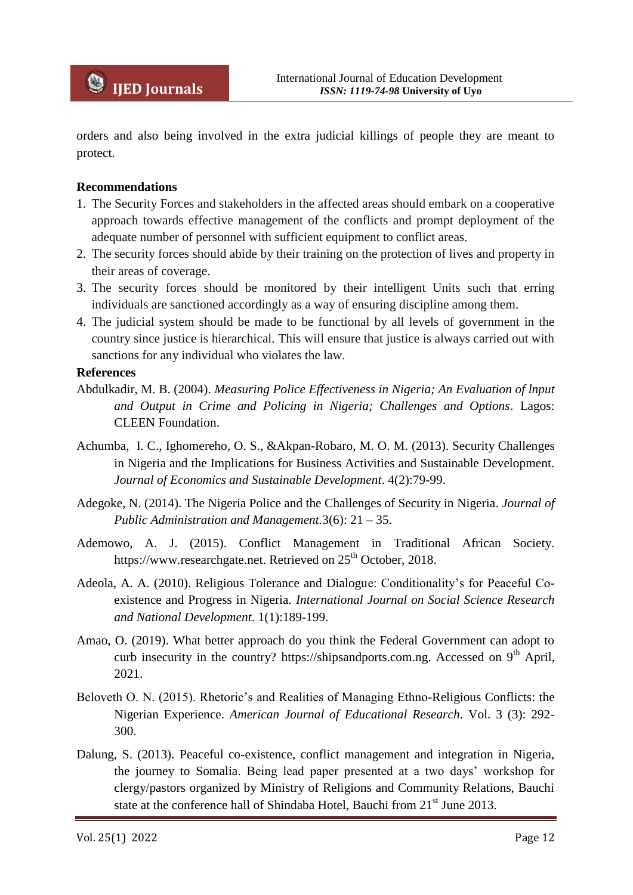orders and also being involved in the extra judicial killings of people they are meant to protect.

**Recommendations**

1. The Security Forces and stakeholders in the affected areas should embark on a cooperative approach towards effective management of the conflicts and prompt deployment of the adequate number of personnel with sufficient equipment to conflict areas.
2. The security forces should abide by their training on the protection of lives and property in their areas of coverage.
3. The security forces should be monitored by their intelligent Units such that erring individuals are sanctioned accordingly as a way of ensuring discipline among them.
4. The judicial system should be made to be functional by all levels of government in the country since justice is hierarchical. This will ensure that justice is always carried out with sanctions for any individual who violates the law.

**References**

Abdulkadir, M. B. (2004). *Measuring Police Effectiveness in Nigeria; An Evaluation of lnput and Output in Crime and Policing in Nigeria; Challenges and Options*. Lagos: CLEEN Foundation.

Achumba, I. C., Ighomereho, O. S., &Akpan-Robaro, M. O. M. (2013). Security Challenges in Nigeria and the Implications for Business Activities and Sustainable Development. *Journal of Economics and Sustainable Development*. 4(2):79-99.

Adegoke, N. (2014). The Nigeria Police and the Challenges of Security in Nigeria. *Journal of Public Administration and Management.*3(6): 21 – 35.

Ademowo, A. J. (2015). Conflict Management in Traditional African Society. https://www.researchgate.net. Retrieved on 25th October, 2018.

Adeola, A. A. (2010). Religious Tolerance and Dialogue: Conditionality's for Peaceful Co-existence and Progress in Nigeria. *International Journal on Social Science Research and National Development*. 1(1):189-199.

Amao, O. (2019). What better approach do you think the Federal Government can adopt to curb insecurity in the country? https://shipsandports.com.ng. Accessed on 9th April, 2021.

Beloveth O. N. (2015). Rhetoric's and Realities of Managing Ethno-Religious Conflicts: the Nigerian Experience. *American Journal of Educational Research*. Vol. 3 (3): 292-300.

Dalung, S. (2013). Peaceful co-existence, conflict management and integration in Nigeria, the journey to Somalia. Being lead paper presented at a two days' workshop for clergy/pastors organized by Ministry of Religions and Community Relations, Bauchi state at the conference hall of Shindaba Hotel, Bauchi from 21st June 2013.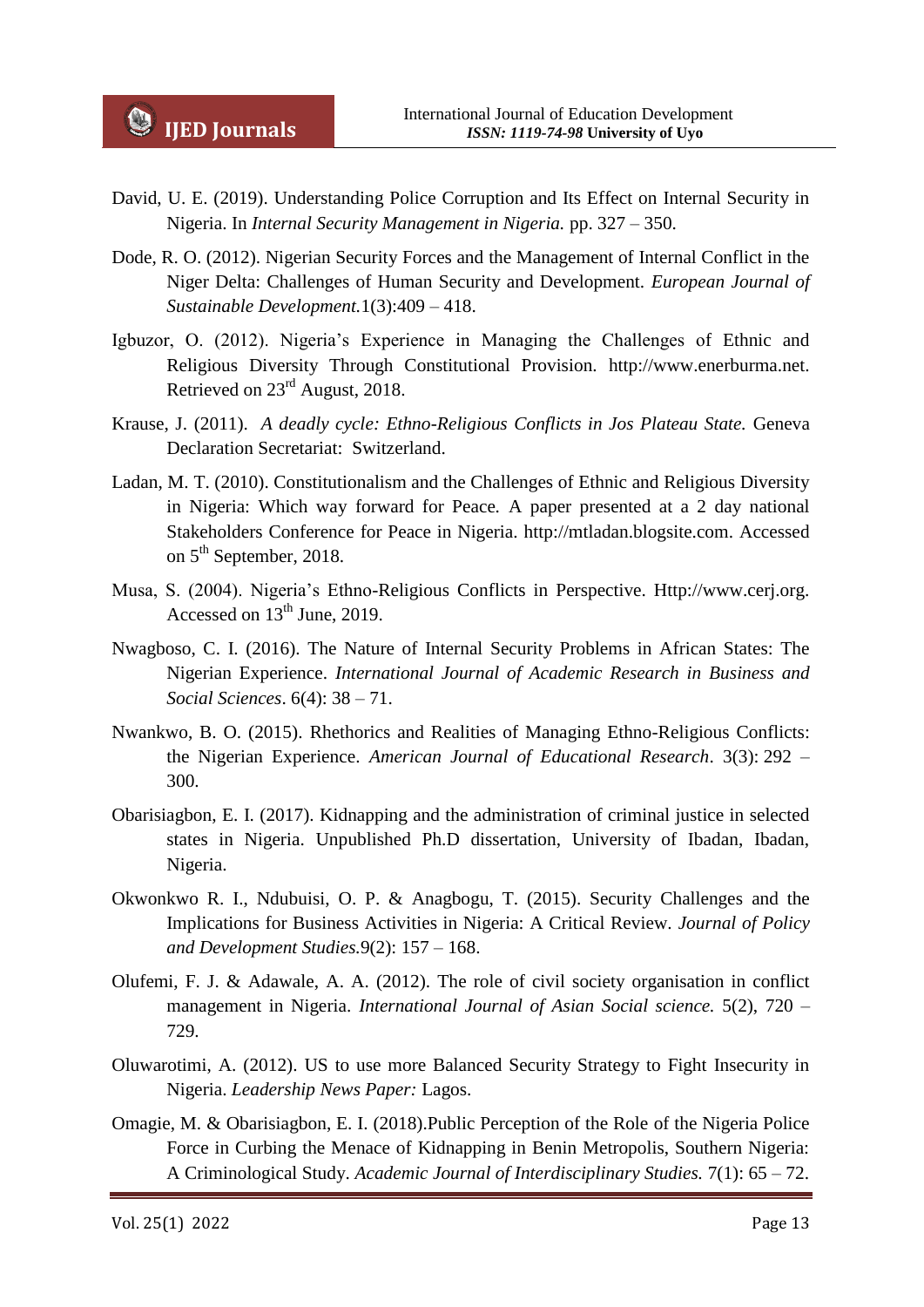David, U. E. (2019). Understanding Police Corruption and Its Effect on Internal Security in Nigeria. In *Internal Security Management in Nigeria.* pp. 327 – 350.

Dode, R. O. (2012). Nigerian Security Forces and the Management of Internal Conflict in the Niger Delta: Challenges of Human Security and Development. *European Journal of Sustainable Development.*1(3):409 – 418.

Igbuzor, O. (2012). Nigeria's Experience in Managing the Challenges of Ethnic and Religious Diversity Through Constitutional Provision. http://www.enerburma.net. Retrieved on 23rd August, 2018.

Krause, J. (2011). *A deadly cycle: Ethno-Religious Conflicts in Jos Plateau State.* Geneva Declaration Secretariat: Switzerland.

Ladan, M. T. (2010). Constitutionalism and the Challenges of Ethnic and Religious Diversity in Nigeria: Which way forward for Peace. A paper presented at a 2 day national Stakeholders Conference for Peace in Nigeria. http://mtladan.blogsite.com. Accessed on 5th September, 2018.

Musa, S. (2004). Nigeria's Ethno-Religious Conflicts in Perspective. Http://www.cerj.org. Accessed on 13th June, 2019.

Nwagboso, C. I. (2016). The Nature of Internal Security Problems in African States: The Nigerian Experience. *International Journal of Academic Research in Business and Social Sciences*. 6(4): 38 – 71.

Nwankwo, B. O. (2015). Rhethorics and Realities of Managing Ethno-Religious Conflicts: the Nigerian Experience. *American Journal of Educational Research*. 3(3): 292 – 300.

Obarisiagbon, E. I. (2017). Kidnapping and the administration of criminal justice in selected states in Nigeria. Unpublished Ph.D dissertation, University of Ibadan, Ibadan, Nigeria.

Okwonkwo R. I., Ndubuisi, O. P. & Anagbogu, T. (2015). Security Challenges and the Implications for Business Activities in Nigeria: A Critical Review. *Journal of Policy and Development Studies.*9(2): 157 – 168.

Olufemi, F. J. & Adawale, A. A. (2012). The role of civil society organisation in conflict management in Nigeria. *International Journal of Asian Social science.* 5(2), 720 – 729.

Oluwarotimi, A. (2012). US to use more Balanced Security Strategy to Fight Insecurity in Nigeria. *Leadership News Paper:* Lagos.

Omagie, M. & Obarisiagbon, E. I. (2018).Public Perception of the Role of the Nigeria Police Force in Curbing the Menace of Kidnapping in Benin Metropolis, Southern Nigeria: A Criminological Study. *Academic Journal of Interdisciplinary Studies.* 7(1): 65 – 72.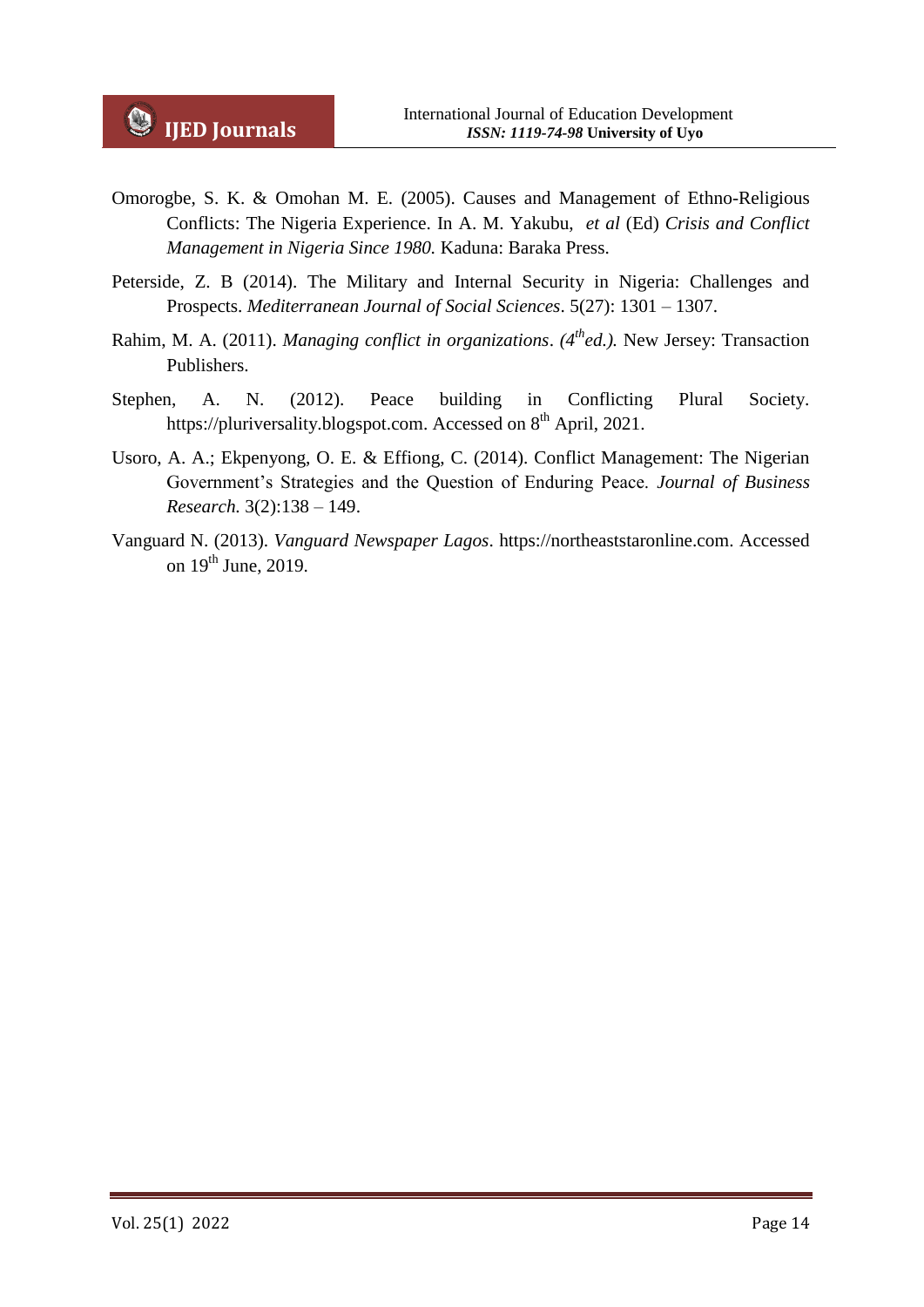Omorogbe, S. K. & Omohan M. E. (2005). Causes and Management of Ethno-Religious Conflicts: The Nigeria Experience. In A. M. Yakubu, *et al* (Ed) *Crisis and Conflict Management in Nigeria Since 1980.* Kaduna: Baraka Press.

Peterside, Z. B (2014). The Military and Internal Security in Nigeria: Challenges and Prospects. *Mediterranean Journal of Social Sciences*. 5(27): 1301 – 1307.

Rahim, M. A. (2011). *Managing conflict in organizations*. *(4th ed.).* New Jersey: Transaction Publishers.

Stephen, A. N. (2012). Peace building in Conflicting Plural Society. https://pluriversality.blogspot.com. Accessed on 8th April, 2021.

Usoro, A. A.; Ekpenyong, O. E. & Effiong, C. (2014). Conflict Management: The Nigerian Government's Strategies and the Question of Enduring Peace. *Journal of Business Research.* 3(2):138 – 149.

Vanguard N. (2013). *Vanguard Newspaper Lagos*. https://northeaststaronline.com. Accessed on 19th June, 2019.